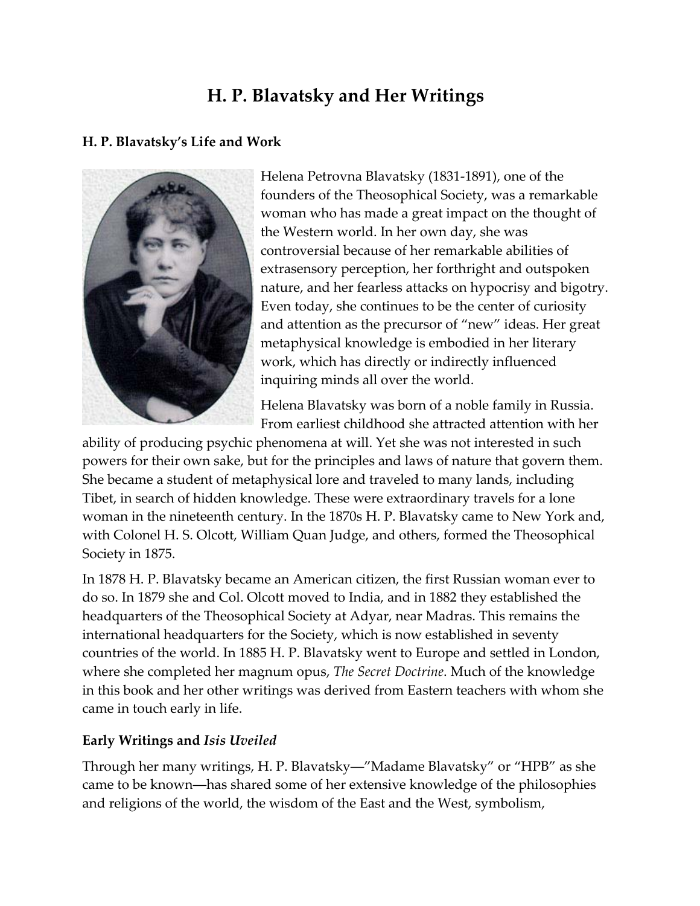# H. P. Blavatsky and Her Writings

## H. P. Blavatsky's Life and Work

Helena Petrovna Blavatsky (1831-1891), one of the founders of the Theosophical Society, was a remarkable woman who has made a great impact on the thought of the Western world. In her own day, she was controversial because of her remarkable abilities of extrasensory perception, her forthright and outspoken nature, and her fearless attacks on hypocrisy and bigotry. Even today, she continues to be the center of curiosity and attention as the precursor of "new" ideas. Her great metaphysical knowledge is embodied in her literary work, which has directly or indirectly influenced inquiring minds all over the world.

Helena Blavatsky was born of a noble family in Russia. From earliest childhood she attracted attention with her ability of producing psychic phenomena at will. Yet she was not interested in such powers for their own sake, but for the principles and laws of nature that govern them. She became a student of metaphysical lore and traveled to many lands, including Tibet, in search of hidden knowledge. These were extraordinary travels for a lone woman in the nineteenth century. In the 1870s H. P. Blavatsky came to New York and, with Colonel H. S. Olcott, William Quan Judge, and others, formed the Theosophical Society in 1875.

In 1878 H. P. Blavatsky became an American citizen, the first Russian woman ever to do so. In 1879 she and Col. Olcott moved to India, and in 1882 they established the headquarters of the Theosophical Society at Adyar, near Madras. This remains the international headquarters for the Society, which is now established in seventy countries of the world. In 1885 H. P. Blavatsky went to Europe and settled in London, where she completed her magnum opus, *The Secret Doctrine*. Much of the knowledge in this book and her other writings was derived from Eastern teachers with whom she came in touch early in life.

## Early Writings and *Isis Uveiled*

Through her many writings, H. P. Blavatsky—"Madame Blavatsky" or "HPB" as she came to be known—has shared some of her extensive knowledge of the philosophies and religions of the world, the wisdom of the East and the West, symbolism,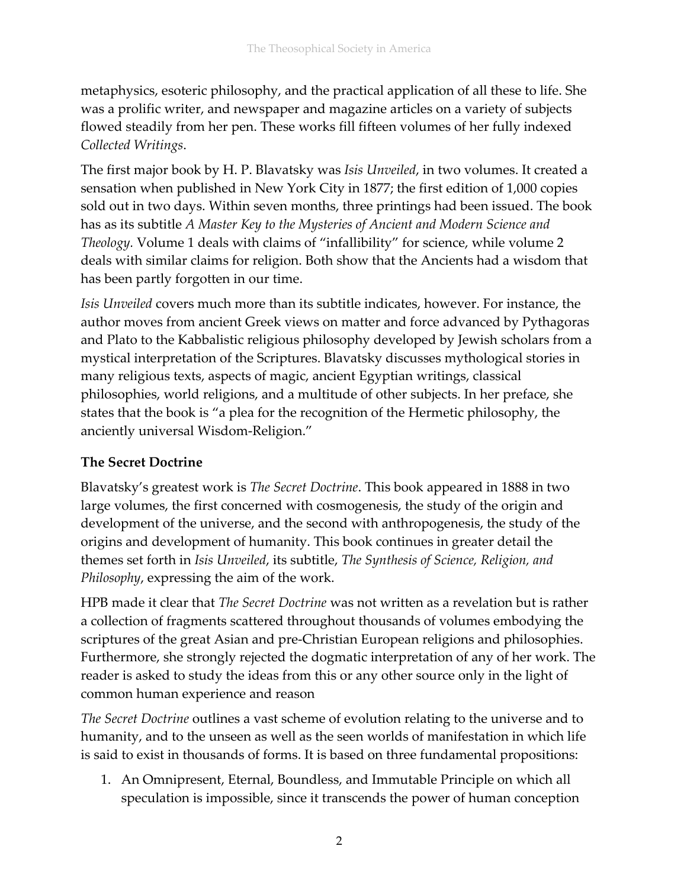metaphysics, esoteric philosophy, and the practical application of all these to life. She was a prolific writer, and newspaper and magazine articles on a variety of subjects flowed steadily from her pen. These works fill fifteen volumes of her fully indexed *Collected Writings*.

The first major book by H. P. Blavatsky was *Isis Unveiled*, in two volumes. It created a sensation when published in New York City in 1877; the first edition of 1,000 copies sold out in two days. Within seven months, three printings had been issued. The book has as its subtitle *A Master Key to the Mysteries of Ancient and Modern Science and Theology.* Volume 1 deals with claims of "infallibility" for science, while volume 2 deals with similar claims for religion. Both show that the Ancients had a wisdom that has been partly forgotten in our time.

*Isis Unveiled* covers much more than its subtitle indicates, however. For instance, the author moves from ancient Greek views on matter and force advanced by Pythagoras and Plato to the Kabbalistic religious philosophy developed by Jewish scholars from a mystical interpretation of the Scriptures. Blavatsky discusses mythological stories in many religious texts, aspects of magic, ancient Egyptian writings, classical philosophies, world religions, and a multitude of other subjects. In her preface, she states that the book is "a plea for the recognition of the Hermetic philosophy, the anciently universal Wisdom-Religion."

### The Secret Doctrine

Blavatsky's greatest work is *The Secret Doctrine*. This book appeared in 1888 in two large volumes, the first concerned with cosmogenesis, the study of the origin and development of the universe, and the second with anthropogenesis, the study of the origins and development of humanity. This book continues in greater detail the themes set forth in *Isis Unveiled*, its subtitle, *The Synthesis of Science, Religion, and Philosophy*, expressing the aim of the work.

HPB made it clear that *The Secret Doctrine* was not written as a revelation but is rather a collection of fragments scattered throughout thousands of volumes embodying the scriptures of the great Asian and pre-Christian European religions and philosophies. Furthermore, she strongly rejected the dogmatic interpretation of any of her work. The reader is asked to study the ideas from this or any other source only in the light of common human experience and reason

*The Secret Doctrine* outlines a vast scheme of evolution relating to the universe and to humanity, and to the unseen as well as the seen worlds of manifestation in which life is said to exist in thousands of forms. It is based on three fundamental propositions:

1. An Omnipresent, Eternal, Boundless, and Immutable Principle on which all speculation is impossible, since it transcends the power of human conception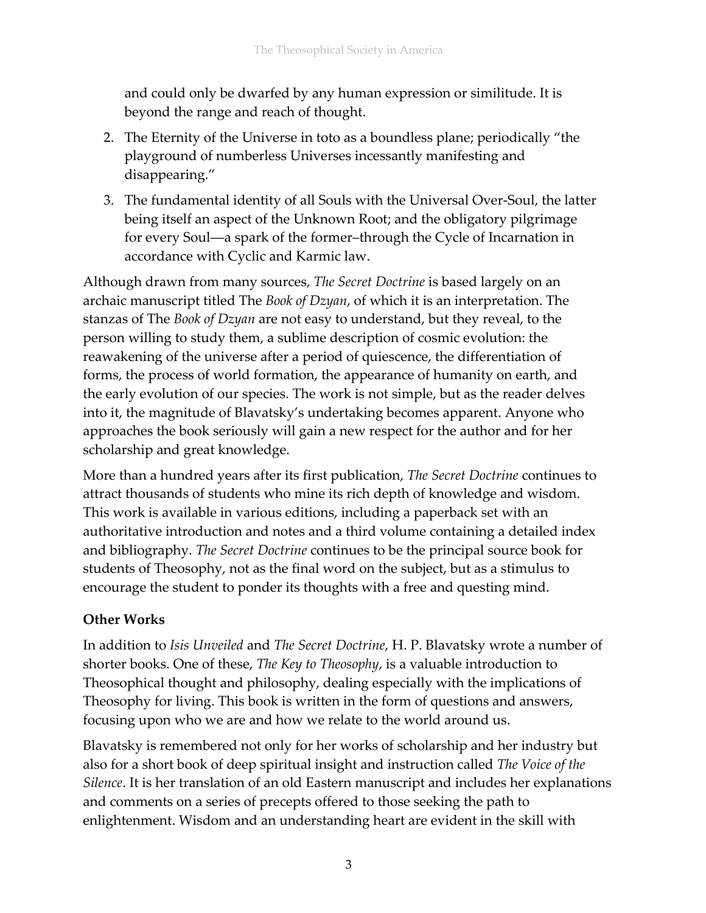and could only be dwarfed by any human expression or similitude. It is beyond the range and reach of thought.

2. The Eternity of the Universe in toto as a boundless plane; periodically "the playground of numberless Universes incessantly manifesting and disappearing."
3. The fundamental identity of all Souls with the Universal Over-Soul, the latter being itself an aspect of the Unknown Root; and the obligatory pilgrimage for every Soul—a spark of the former–through the Cycle of Incarnation in accordance with Cyclic and Karmic law.

Although drawn from many sources, *The Secret Doctrine* is based largely on an archaic manuscript titled The *Book of Dzyan*, of which it is an interpretation. The stanzas of The *Book of Dzyan* are not easy to understand, but they reveal, to the person willing to study them, a sublime description of cosmic evolution: the reawakening of the universe after a period of quiescence, the differentiation of forms, the process of world formation, the appearance of humanity on earth, and the early evolution of our species. The work is not simple, but as the reader delves into it, the magnitude of Blavatsky's undertaking becomes apparent. Anyone who approaches the book seriously will gain a new respect for the author and for her scholarship and great knowledge.

More than a hundred years after its first publication, *The Secret Doctrine* continues to attract thousands of students who mine its rich depth of knowledge and wisdom. This work is available in various editions, including a paperback set with an authoritative introduction and notes and a third volume containing a detailed index and bibliography. *The Secret Doctrine* continues to be the principal source book for students of Theosophy, not as the final word on the subject, but as a stimulus to encourage the student to ponder its thoughts with a free and questing mind.

### Other Works

In addition to *Isis Unveiled* and *The Secret Doctrine*, H. P. Blavatsky wrote a number of shorter books. One of these, *The Key to Theosophy*, is a valuable introduction to Theosophical thought and philosophy, dealing especially with the implications of Theosophy for living. This book is written in the form of questions and answers, focusing upon who we are and how we relate to the world around us.

Blavatsky is remembered not only for her works of scholarship and her industry but also for a short book of deep spiritual insight and instruction called *The Voice of the Silence*. It is her translation of an old Eastern manuscript and includes her explanations and comments on a series of precepts offered to those seeking the path to enlightenment. Wisdom and an understanding heart are evident in the skill with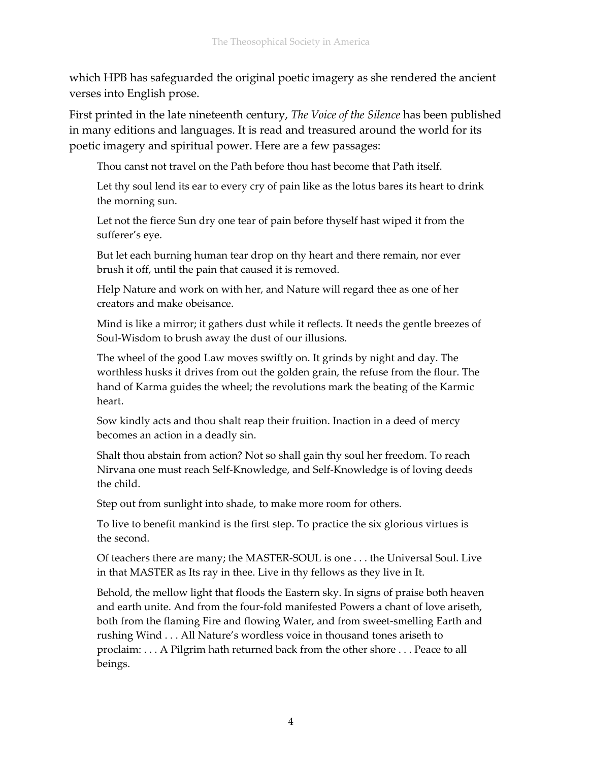which HPB has safeguarded the original poetic imagery as she rendered the ancient verses into English prose.

First printed in the late nineteenth century, *The Voice of the Silence* has been published in many editions and languages. It is read and treasured around the world for its poetic imagery and spiritual power. Here are a few passages:

> Thou canst not travel on the Path before thou hast become that Path itself.
>
> Let thy soul lend its ear to every cry of pain like as the lotus bares its heart to drink the morning sun.
>
> Let not the fierce Sun dry one tear of pain before thyself hast wiped it from the sufferer's eye.
>
> But let each burning human tear drop on thy heart and there remain, nor ever brush it off, until the pain that caused it is removed.
>
> Help Nature and work on with her, and Nature will regard thee as one of her creators and make obeisance.
>
> Mind is like a mirror; it gathers dust while it reflects. It needs the gentle breezes of Soul-Wisdom to brush away the dust of our illusions.
>
> The wheel of the good Law moves swiftly on. It grinds by night and day. The worthless husks it drives from out the golden grain, the refuse from the flour. The hand of Karma guides the wheel; the revolutions mark the beating of the Karmic heart.
>
> Sow kindly acts and thou shalt reap their fruition. Inaction in a deed of mercy becomes an action in a deadly sin.
>
> Shalt thou abstain from action? Not so shall gain thy soul her freedom. To reach Nirvana one must reach Self-Knowledge, and Self-Knowledge is of loving deeds the child.
>
> Step out from sunlight into shade, to make more room for others.
>
> To live to benefit mankind is the first step. To practice the six glorious virtues is the second.
>
> Of teachers there are many; the MASTER-SOUL is one . . . the Universal Soul. Live in that MASTER as Its ray in thee. Live in thy fellows as they live in It.
>
> Behold, the mellow light that floods the Eastern sky. In signs of praise both heaven and earth unite. And from the four-fold manifested Powers a chant of love ariseth, both from the flaming Fire and flowing Water, and from sweet-smelling Earth and rushing Wind . . . All Nature's wordless voice in thousand tones ariseth to proclaim: . . . A Pilgrim hath returned back from the other shore . . . Peace to all beings.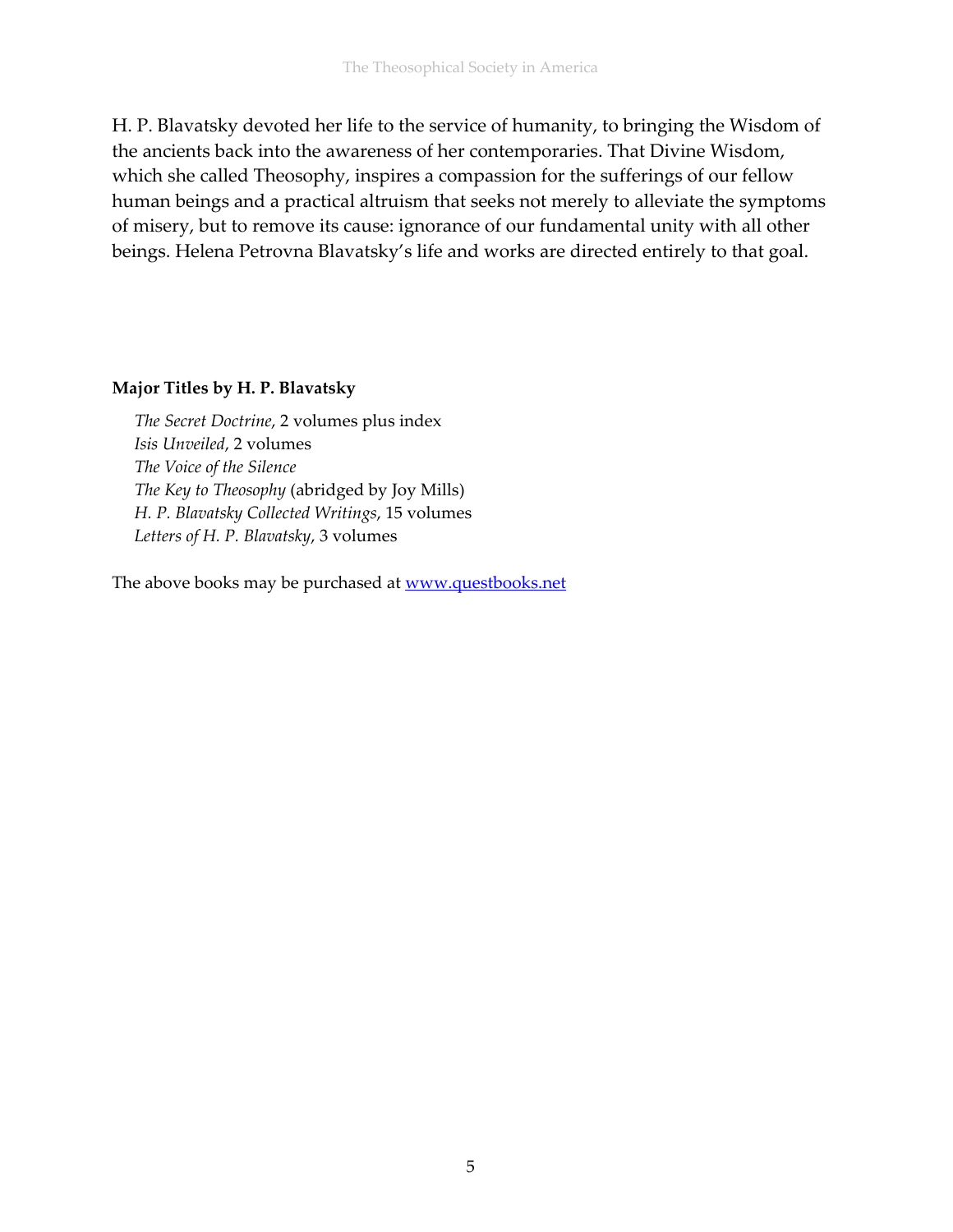H. P. Blavatsky devoted her life to the service of humanity, to bringing the Wisdom of the ancients back into the awareness of her contemporaries. That Divine Wisdom, which she called Theosophy, inspires a compassion for the sufferings of our fellow human beings and a practical altruism that seeks not merely to alleviate the symptoms of misery, but to remove its cause: ignorance of our fundamental unity with all other beings. Helena Petrovna Blavatsky's life and works are directed entirely to that goal.

**Major Titles by H. P. Blavatsky**

*The Secret Doctrine*, 2 volumes plus index
*Isis Unveiled*, 2 volumes
*The Voice of the Silence*
*The Key to Theosophy* (abridged by Joy Mills)
*H. P. Blavatsky Collected Writings*, 15 volumes
*Letters of H. P. Blavatsky*, 3 volumes

The above books may be purchased at [www.questbooks.net](http://www.questbooks.net)